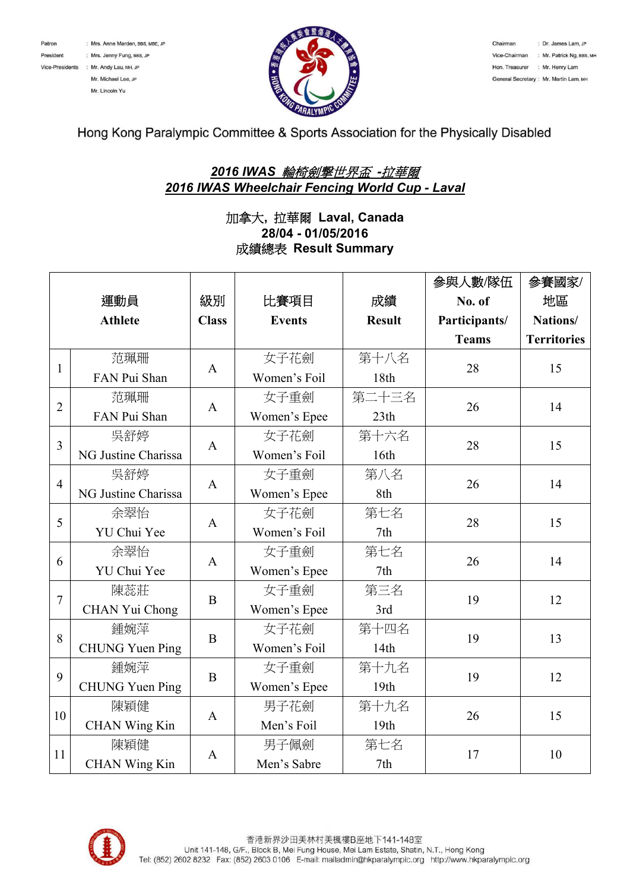Patron : Mrs. Anne Marden, BBS, MBE, JP
President : Mrs. Jenny Fung, BBS, JP
Vice-Presidents : Mr. Andy Lau, MH, JP
Mr. Michael Lee, JP
Mr. Lincoln Yu

Chairman : Dr. James Lam, JP
Vice-Chairman : Mr. Patrick Ng, BBS, MH
Hon. Treasurer : Mr. Henry Lam
General Secretary : Mr. Martin Lam, MH

Hong Kong Paralympic Committee & Sports Association for the Physically Disabled

## ***2016 IWAS 輪椅劍擊世界盃 -拉華爾***
## ***2016 IWAS Wheelchair Fencing World Cup - Laval***

**加拿大, 拉華爾 Laval, Canada**
**28/04 - 01/05/2016**
**成績總表 Result Summary**

| | 運動員 Athlete | 級別 Class | 比賽項目 Events | 成績 Result | 參與人數/隊伍 No. of Participants/ Teams | 參賽國家/地區 Nations/ Territories |
|---|---|---|---|---|---|---|
| 1 | 范珮珊 FAN Pui Shan | A | 女子花劍 Women's Foil | 第十八名 18th | 28 | 15 |
| 2 | 范珮珊 FAN Pui Shan | A | 女子重劍 Women's Epee | 第二十三名 23th | 26 | 14 |
| 3 | 吳舒婷 NG Justine Charissa | A | 女子花劍 Women's Foil | 第十六名 16th | 28 | 15 |
| 4 | 吳舒婷 NG Justine Charissa | A | 女子重劍 Women's Epee | 第八名 8th | 26 | 14 |
| 5 | 余翠怡 YU Chui Yee | A | 女子花劍 Women's Foil | 第七名 7th | 28 | 15 |
| 6 | 余翠怡 YU Chui Yee | A | 女子重劍 Women's Epee | 第七名 7th | 26 | 14 |
| 7 | 陳蕊莊 CHAN Yui Chong | B | 女子重劍 Women's Epee | 第三名 3rd | 19 | 12 |
| 8 | 鍾婉萍 CHUNG Yuen Ping | B | 女子花劍 Women's Foil | 第十四名 14th | 19 | 13 |
| 9 | 鍾婉萍 CHUNG Yuen Ping | B | 女子重劍 Women's Epee | 第十九名 19th | 19 | 12 |
| 10 | 陳穎健 CHAN Wing Kin | A | 男子花劍 Men's Foil | 第十九名 19th | 26 | 15 |
| 11 | 陳穎健 CHAN Wing Kin | A | 男子佩劍 Men's Sabre | 第七名 7th | 17 | 10 |

香港新界沙田美林村美楓樓B座地下141-148室
Unit 141-148, G/F., Block B, Mei Fung House, Mei Lam Estate, Shatin, N.T., Hong Kong
Tel: (852) 2602 8232 Fax: (852) 2603 0106 E-mail: mailadmin@hkparalympic.org http://www.hkparalympic.org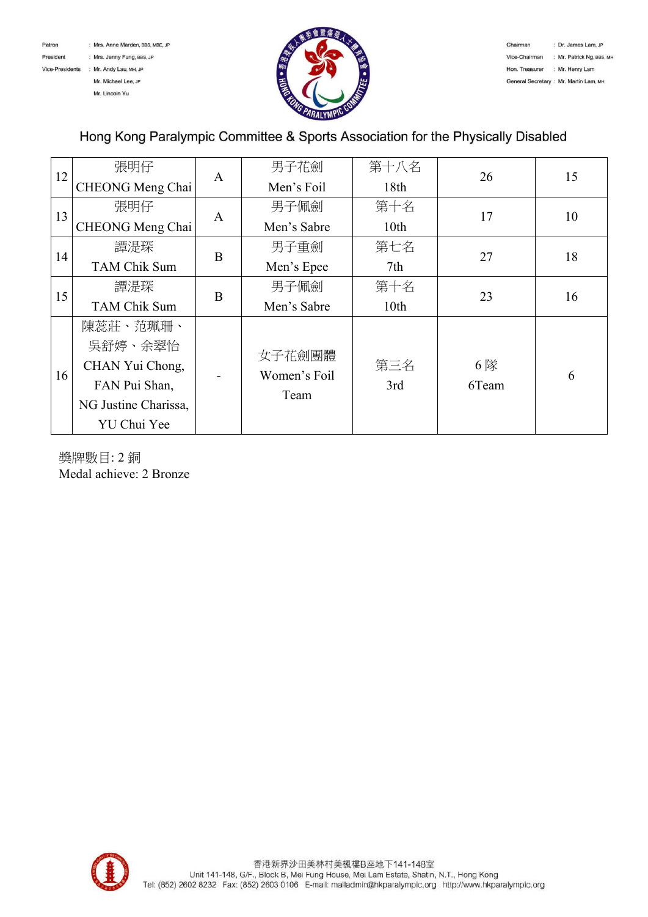| | | | | | | |
|---|---|---|---|---|---|---|
| 12 | 張明仔 CHEONG Meng Chai | A | 男子花劍 Men's Foil | 第十八名 18th | 26 | 15 |
| 13 | 張明仔 CHEONG Meng Chai | A | 男子佩劍 Men's Sabre | 第十名 10th | 17 | 10 |
| 14 | 譚湜琛 TAM Chik Sum | B | 男子重劍 Men's Epee | 第七名 7th | 27 | 18 |
| 15 | 譚湜琛 TAM Chik Sum | B | 男子佩劍 Men's Sabre | 第十名 10th | 23 | 16 |
| 16 | 陳蕊莊、范珮珊、吳舒婷、余翠怡 CHAN Yui Chong, FAN Pui Shan, NG Justine Charissa, YU Chui Yee | - | 女子花劍團體 Women's Foil Team | 第三名 3rd | 6 隊 6Team | 6 |

獎牌數目: 2 銅
Medal achieve: 2 Bronze